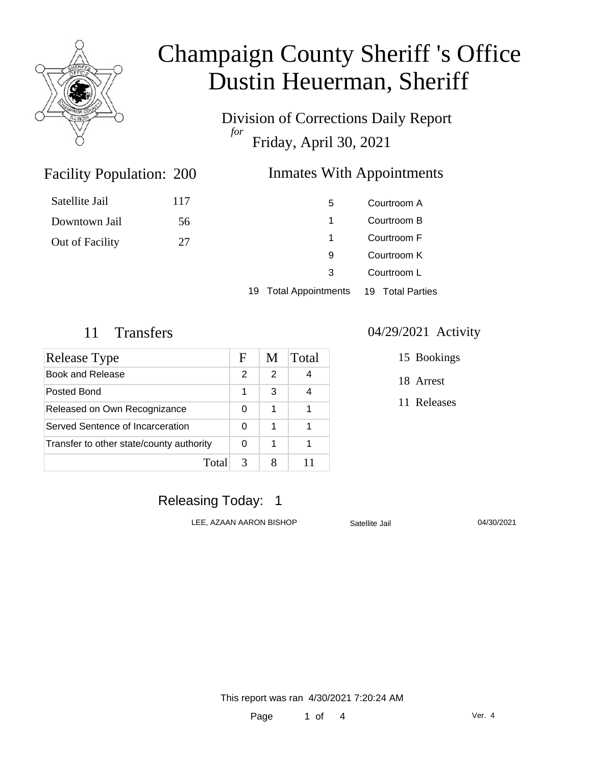# Champaign County Sheriff 's Office
# Dustin Heuerman, Sheriff

Division of Corrections Daily Report
*for*
Friday, April 30, 2021

## Facility Population: 200

| | |
|---|---|
| Satellite Jail | 117 |
| Downtown Jail | 56 |
| Out of Facility | 27 |

## Inmates With Appointments

| | |
|---|---|
| 5 | Courtroom A |
| 1 | Courtroom B |
| 1 | Courtroom F |
| 9 | Courtroom K |
| 3 | Courtroom L |
| 19 Total Appointments | 19 Total Parties |

## 11 Transfers

| Release Type | F | M | Total |
|---|---|---|---|
| Book and Release | 2 | 2 | 4 |
| Posted Bond | 1 | 3 | 4 |
| Released on Own Recognizance | 0 | 1 | 1 |
| Served Sentence of Incarceration | 0 | 1 | 1 |
| Transfer to other state/county authority | 0 | 1 | 1 |
| Total | 3 | 8 | 11 |

## 04/29/2021 Activity

- 15 Bookings
- 18 Arrest
- 11 Releases

## Releasing Today: 1

| | | |
|---|---|---|
| LEE, AZAAN AARON BISHOP | Satellite Jail | 04/30/2021 |

This report was ran 4/30/2021 7:20:24 AM

Ver. 4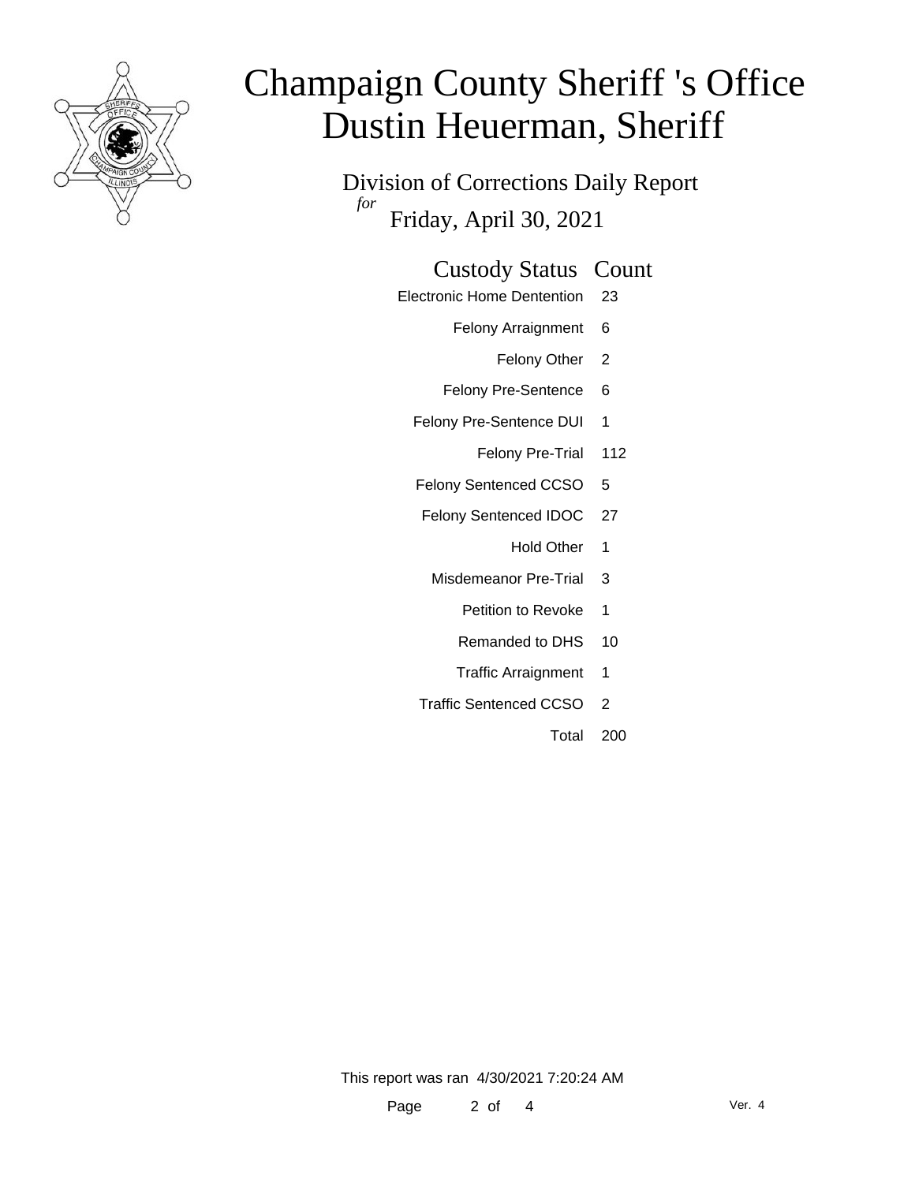# Champaign County Sheriff 's Office
# Dustin Heuerman, Sheriff

## Division of Corrections Daily Report
*for*
Friday, April 30, 2021

| Custody Status | Count |
|---|---|
| Electronic Home Dentention | 23 |
| Felony Arraignment | 6 |
| Felony Other | 2 |
| Felony Pre-Sentence | 6 |
| Felony Pre-Sentence DUI | 1 |
| Felony Pre-Trial | 112 |
| Felony Sentenced CCSO | 5 |
| Felony Sentenced IDOC | 27 |
| Hold Other | 1 |
| Misdemeanor Pre-Trial | 3 |
| Petition to Revoke | 1 |
| Remanded to DHS | 10 |
| Traffic Arraignment | 1 |
| Traffic Sentenced CCSO | 2 |
| Total | 200 |

This report was ran 4/30/2021 7:20:24 AM

Ver. 4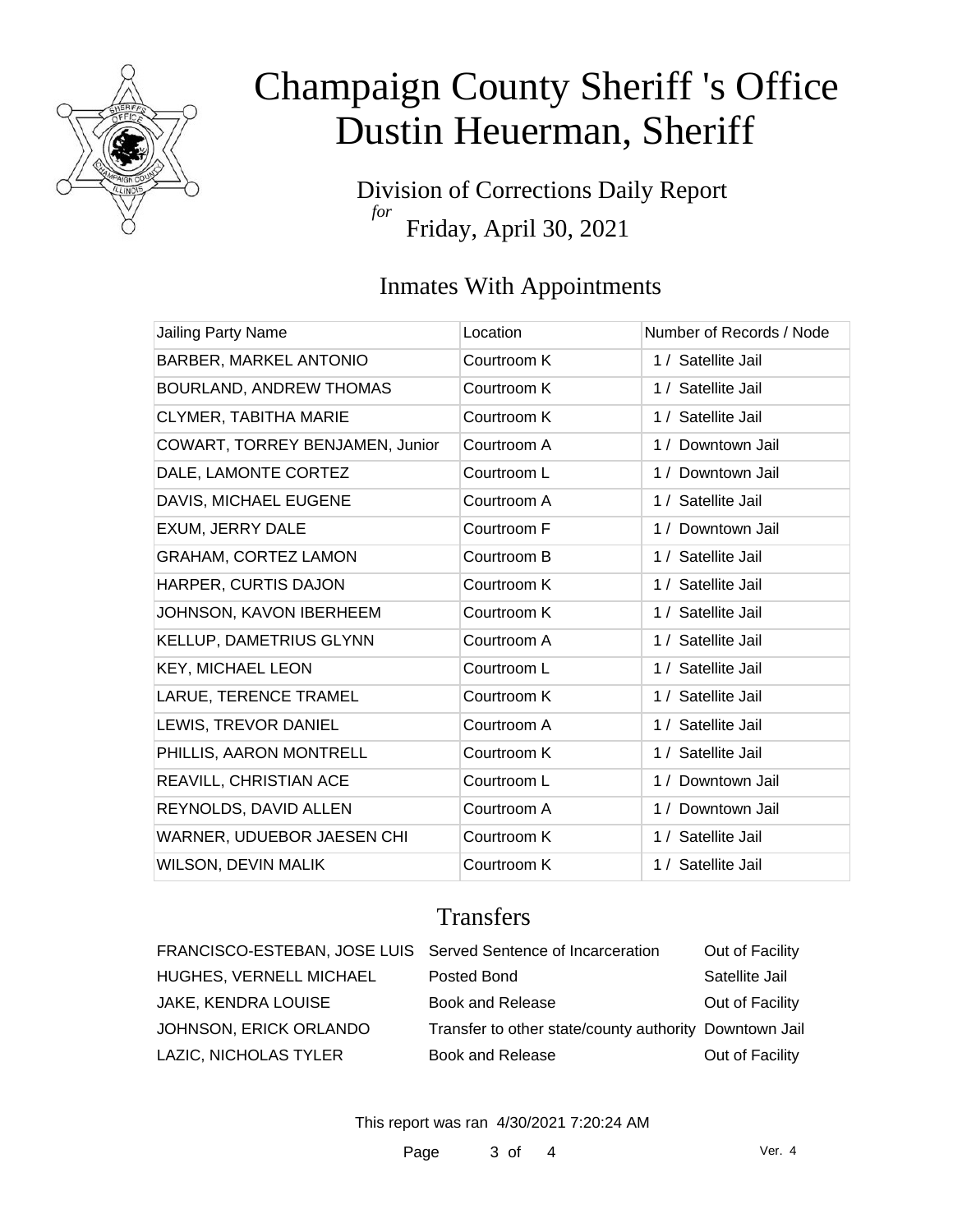# Champaign County Sheriff 's Office
# Dustin Heuerman, Sheriff

Division of Corrections Daily Report
*for*
Friday, April 30, 2021

## Inmates With Appointments

| Jailing Party Name | Location | Number of Records / Node |
|---|---|---|
| BARBER, MARKEL ANTONIO | Courtroom K | 1 / Satellite Jail |
| BOURLAND, ANDREW THOMAS | Courtroom K | 1 / Satellite Jail |
| CLYMER, TABITHA MARIE | Courtroom K | 1 / Satellite Jail |
| COWART, TORREY BENJAMEN, Junior | Courtroom A | 1 / Downtown Jail |
| DALE, LAMONTE CORTEZ | Courtroom L | 1 / Downtown Jail |
| DAVIS, MICHAEL EUGENE | Courtroom A | 1 / Satellite Jail |
| EXUM, JERRY DALE | Courtroom F | 1 / Downtown Jail |
| GRAHAM, CORTEZ LAMON | Courtroom B | 1 / Satellite Jail |
| HARPER, CURTIS DAJON | Courtroom K | 1 / Satellite Jail |
| JOHNSON, KAVON IBERHEEM | Courtroom K | 1 / Satellite Jail |
| KELLUP, DAMETRIUS GLYNN | Courtroom A | 1 / Satellite Jail |
| KEY, MICHAEL LEON | Courtroom L | 1 / Satellite Jail |
| LARUE, TERENCE TRAMEL | Courtroom K | 1 / Satellite Jail |
| LEWIS, TREVOR DANIEL | Courtroom A | 1 / Satellite Jail |
| PHILLIS, AARON MONTRELL | Courtroom K | 1 / Satellite Jail |
| REAVILL, CHRISTIAN ACE | Courtroom L | 1 / Downtown Jail |
| REYNOLDS, DAVID ALLEN | Courtroom A | 1 / Downtown Jail |
| WARNER, UDUEBOR JAESEN CHI | Courtroom K | 1 / Satellite Jail |
| WILSON, DEVIN MALIK | Courtroom K | 1 / Satellite Jail |

## Transfers

| | | |
|---|---|---|
| FRANCISCO-ESTEBAN, JOSE LUIS | Served Sentence of Incarceration | Out of Facility |
| HUGHES, VERNELL MICHAEL | Posted Bond | Satellite Jail |
| JAKE, KENDRA LOUISE | Book and Release | Out of Facility |
| JOHNSON, ERICK ORLANDO | Transfer to other state/county authority | Downtown Jail |
| LAZIC, NICHOLAS TYLER | Book and Release | Out of Facility |

This report was ran 4/30/2021 7:20:24 AM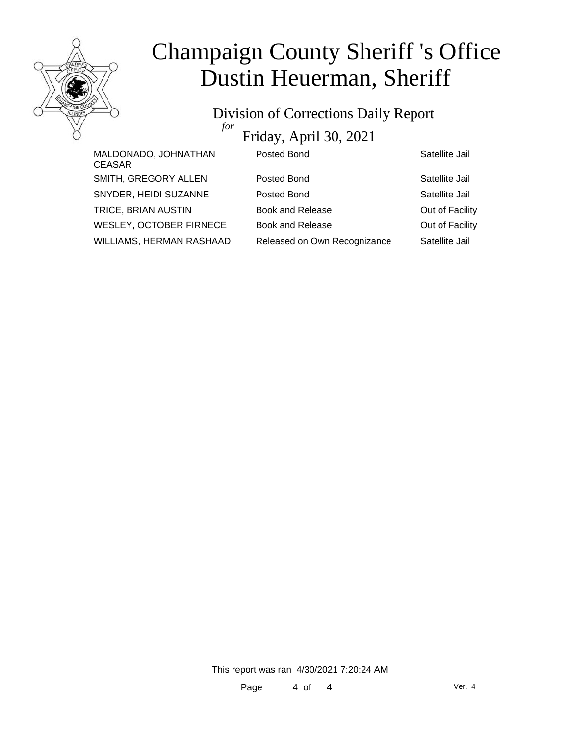# Champaign County Sheriff 's Office
# Dustin Heuerman, Sheriff

## Division of Corrections Daily Report

*for* Friday, April 30, 2021

| | | |
|---|---|---|
| MALDONADO, JOHNATHAN CEASAR | Posted Bond | Satellite Jail |
| SMITH, GREGORY ALLEN | Posted Bond | Satellite Jail |
| SNYDER, HEIDI SUZANNE | Posted Bond | Satellite Jail |
| TRICE, BRIAN AUSTIN | Book and Release | Out of Facility |
| WESLEY, OCTOBER FIRNECE | Book and Release | Out of Facility |
| WILLIAMS, HERMAN RASHAAD | Released on Own Recognizance | Satellite Jail |

This report was ran 4/30/2021 7:20:24 AM

Ver. 4